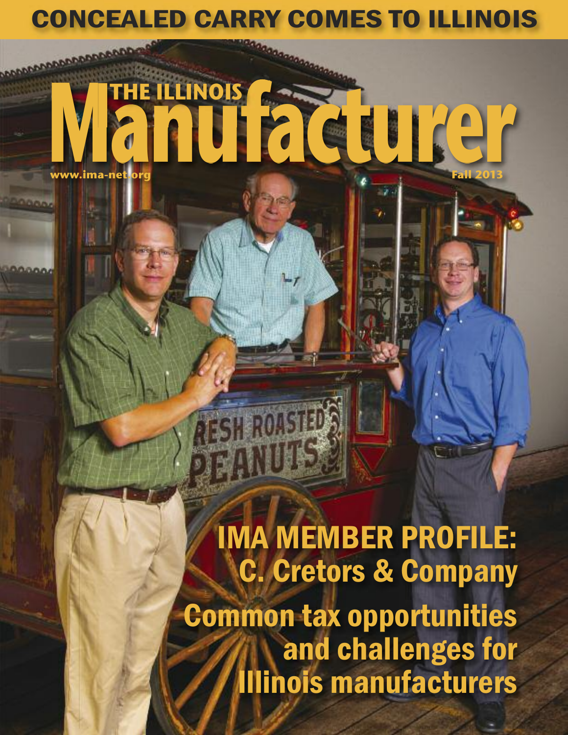# CONCEALED CARRY COMES TO ILLINOIS

# THE ILLINOIS Manufacturer

www.ima-net.org

Fall 2013

## IMA MEMBER PROFILE: C. Cretors & Company

## Common tax opportunities and challenges for Illinois manufacturers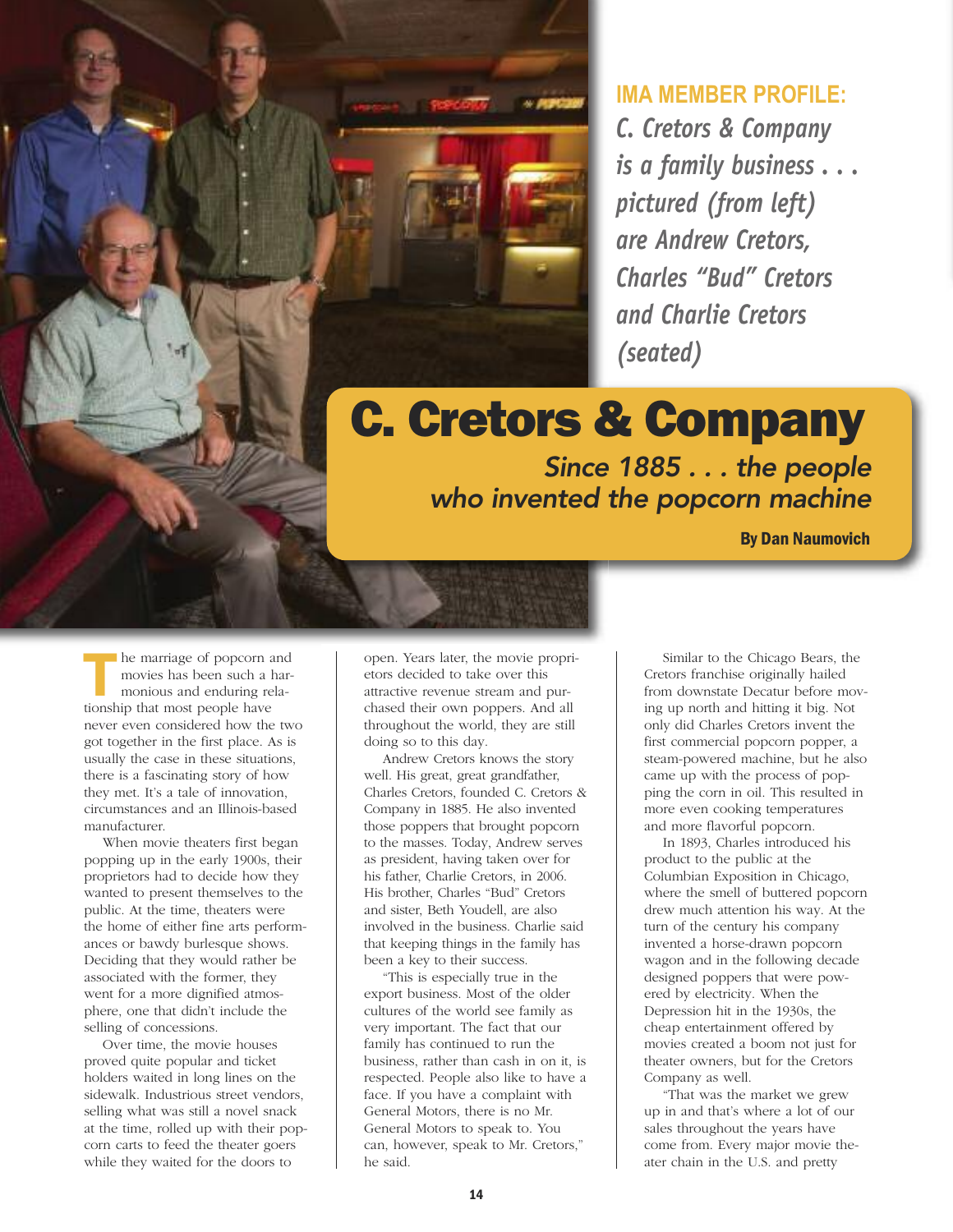**IMA MEMBER PROFILE:**

*C. Cretors & Company is a family business . . . pictured (from left) are Andrew Cretors, Charles "Bud" Cretors and Charlie Cretors (seated)*

# C. Cretors & Company

*Since 1885 . . . the people who invented the popcorn machine*

**By Dan Naumovich**

The marriage of popcorn and movies has been such a harmonious and enduring relationship that most people have never even considered how the two got together in the first place. As is usually the case in these situations, there is a fascinating story of how they met. It's a tale of innovation, circumstances and an Illinois-based manufacturer.

When movie theaters first began popping up in the early 1900s, their proprietors had to decide how they wanted to present themselves to the public. At the time, theaters were the home of either fine arts performances or bawdy burlesque shows. Deciding that they would rather be associated with the former, they went for a more dignified atmosphere, one that didn't include the selling of concessions.

Over time, the movie houses proved quite popular and ticket holders waited in long lines on the sidewalk. Industrious street vendors, selling what was still a novel snack at the time, rolled up with their popcorn carts to feed the theater goers while they waited for the doors to open. Years later, the movie proprietors decided to take over this attractive revenue stream and purchased their own poppers. And all throughout the world, they are still doing so to this day.

Andrew Cretors knows the story well. His great, great grandfather, Charles Cretors, founded C. Cretors & Company in 1885. He also invented those poppers that brought popcorn to the masses. Today, Andrew serves as president, having taken over for his father, Charlie Cretors, in 2006. His brother, Charles "Bud" Cretors and sister, Beth Youdell, are also involved in the business. Charlie said that keeping things in the family has been a key to their success.

"This is especially true in the export business. Most of the older cultures of the world see family as very important. The fact that our family has continued to run the business, rather than cash in on it, is respected. People also like to have a face. If you have a complaint with General Motors, there is no Mr. General Motors to speak to. You can, however, speak to Mr. Cretors," he said.

Similar to the Chicago Bears, the Cretors franchise originally hailed from downstate Decatur before moving up north and hitting it big. Not only did Charles Cretors invent the first commercial popcorn popper, a steam-powered machine, but he also came up with the process of popping the corn in oil. This resulted in more even cooking temperatures and more flavorful popcorn.

In 1893, Charles introduced his product to the public at the Columbian Exposition in Chicago, where the smell of buttered popcorn drew much attention his way. At the turn of the century his company invented a horse-drawn popcorn wagon and in the following decade designed poppers that were powered by electricity. When the Depression hit in the 1930s, the cheap entertainment offered by movies created a boom not just for theater owners, but for the Cretors Company as well.

"That was the market we grew up in and that's where a lot of our sales throughout the years have come from. Every major movie theater chain in the U.S. and pretty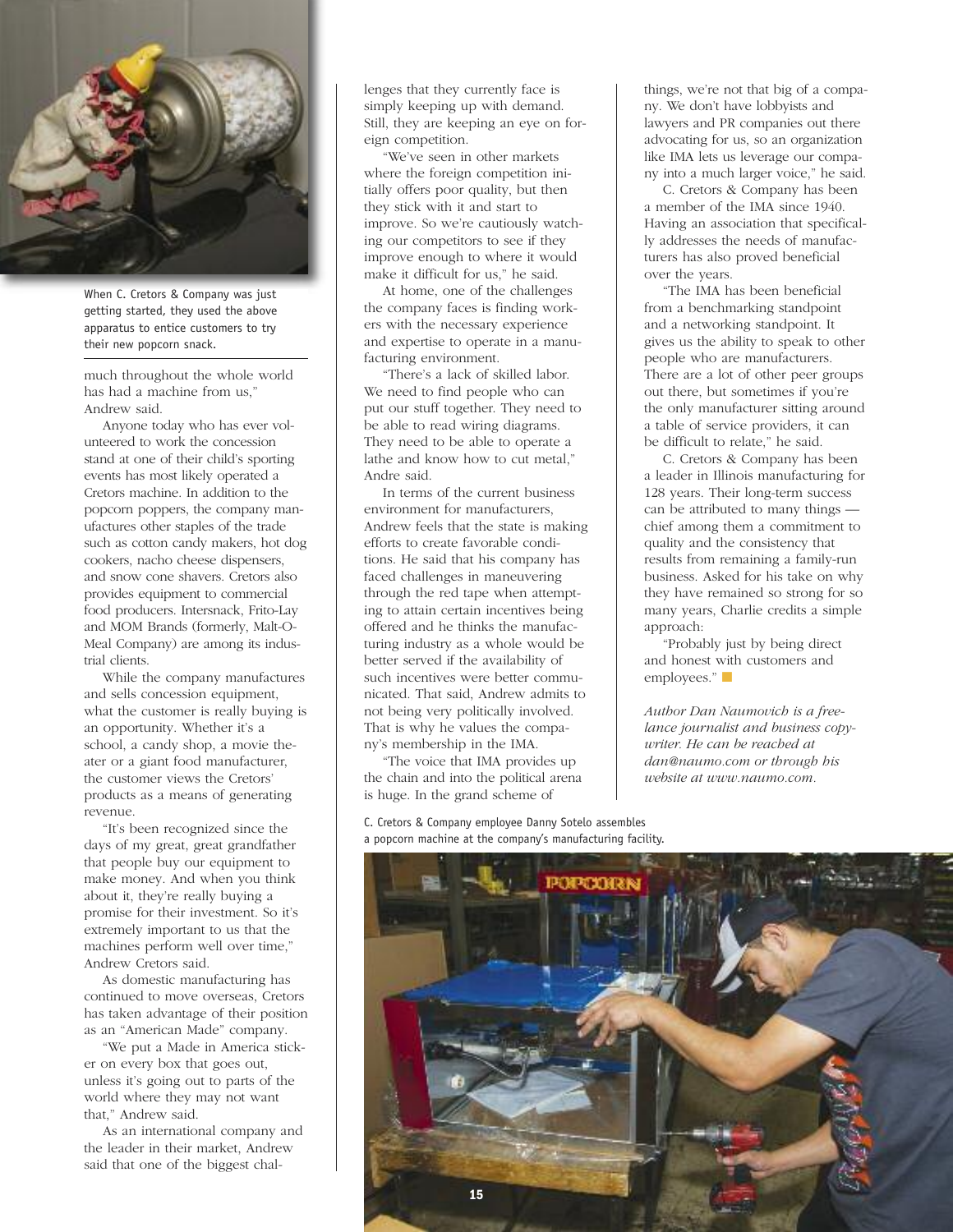When C. Cretors & Company was just getting started, they used the above apparatus to entice customers to try their new popcorn snack.

much throughout the whole world has had a machine from us," Andrew said.

Anyone today who has ever volunteered to work the concession stand at one of their child's sporting events has most likely operated a Cretors machine. In addition to the popcorn poppers, the company manufactures other staples of the trade such as cotton candy makers, hot dog cookers, nacho cheese dispensers, and snow cone shavers. Cretors also provides equipment to commercial food producers. Intersnack, Frito-Lay and MOM Brands (formerly, Malt-O-Meal Company) are among its industrial clients.

While the company manufactures and sells concession equipment, what the customer is really buying is an opportunity. Whether it's a school, a candy shop, a movie theater or a giant food manufacturer, the customer views the Cretors' products as a means of generating revenue.

"It's been recognized since the days of my great, great grandfather that people buy our equipment to make money. And when you think about it, they're really buying a promise for their investment. So it's extremely important to us that the machines perform well over time," Andrew Cretors said.

As domestic manufacturing has continued to move overseas, Cretors has taken advantage of their position as an "American Made" company.

"We put a Made in America sticker on every box that goes out, unless it's going out to parts of the world where they may not want that," Andrew said.

As an international company and the leader in their market, Andrew said that one of the biggest challenges that they currently face is simply keeping up with demand. Still, they are keeping an eye on foreign competition.

"We've seen in other markets where the foreign competition initially offers poor quality, but then they stick with it and start to improve. So we're cautiously watching our competitors to see if they improve enough to where it would make it difficult for us," he said.

At home, one of the challenges the company faces is finding workers with the necessary experience and expertise to operate in a manufacturing environment.

"There's a lack of skilled labor. We need to find people who can put our stuff together. They need to be able to read wiring diagrams. They need to be able to operate a lathe and know how to cut metal," Andre said.

In terms of the current business environment for manufacturers, Andrew feels that the state is making efforts to create favorable conditions. He said that his company has faced challenges in maneuvering through the red tape when attempting to attain certain incentives being offered and he thinks the manufacturing industry as a whole would be better served if the availability of such incentives were better communicated. That said, Andrew admits to not being very politically involved. That is why he values the company's membership in the IMA.

"The voice that IMA provides up the chain and into the political arena is huge. In the grand scheme of things, we're not that big of a company. We don't have lobbyists and lawyers and PR companies out there advocating for us, so an organization like IMA lets us leverage our company into a much larger voice," he said.

C. Cretors & Company has been a member of the IMA since 1940. Having an association that specifically addresses the needs of manufacturers has also proved beneficial over the years.

"The IMA has been beneficial from a benchmarking standpoint and a networking standpoint. It gives us the ability to speak to other people who are manufacturers. There are a lot of peer groups out there, but sometimes if you're the only manufacturer sitting around a table of service providers, it can be difficult to relate," he said.

C. Cretors & Company has been a leader in Illinois manufacturing for 128 years. Their long-term success can be attributed to many things — chief among them a commitment to quality and the consistency that results from remaining a family-run business. Asked for his take on why they have remained so strong for so many years, Charlie credits a simple approach:

"Probably just by being direct and honest with customers and employees."

*Author Dan Naumovich is a freelance journalist and business copywriter. He can be reached at dan@naumo.com or through his website at www.naumo.com.*

C. Cretors & Company employee Danny Sotelo assembles a popcorn machine at the company's manufacturing facility.